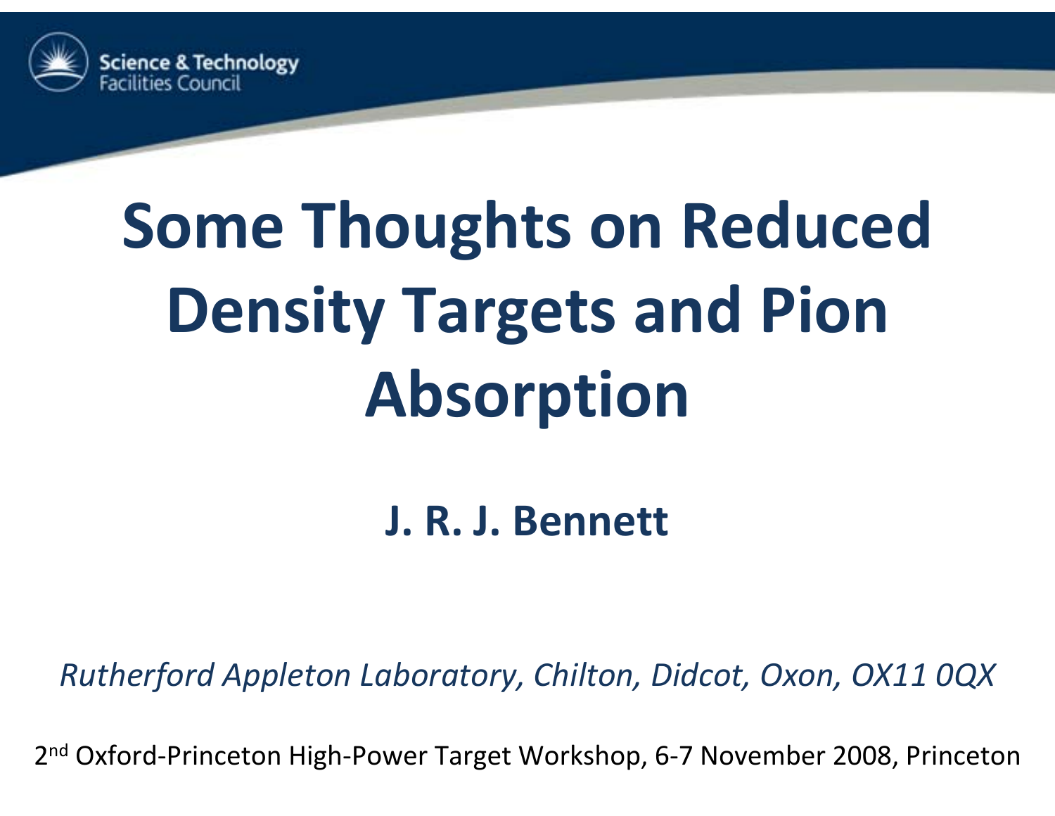Science & Technology Facilities Council

# Some Thoughts on Reduced Density Targets and Pion Absorption

**J. R. J. Bennett**

*Rutherford Appleton Laboratory, Chilton, Didcot, Oxon, OX11 0QX*

2nd Oxford-Princeton High-Power Target Workshop, 6-7 November 2008, Princeton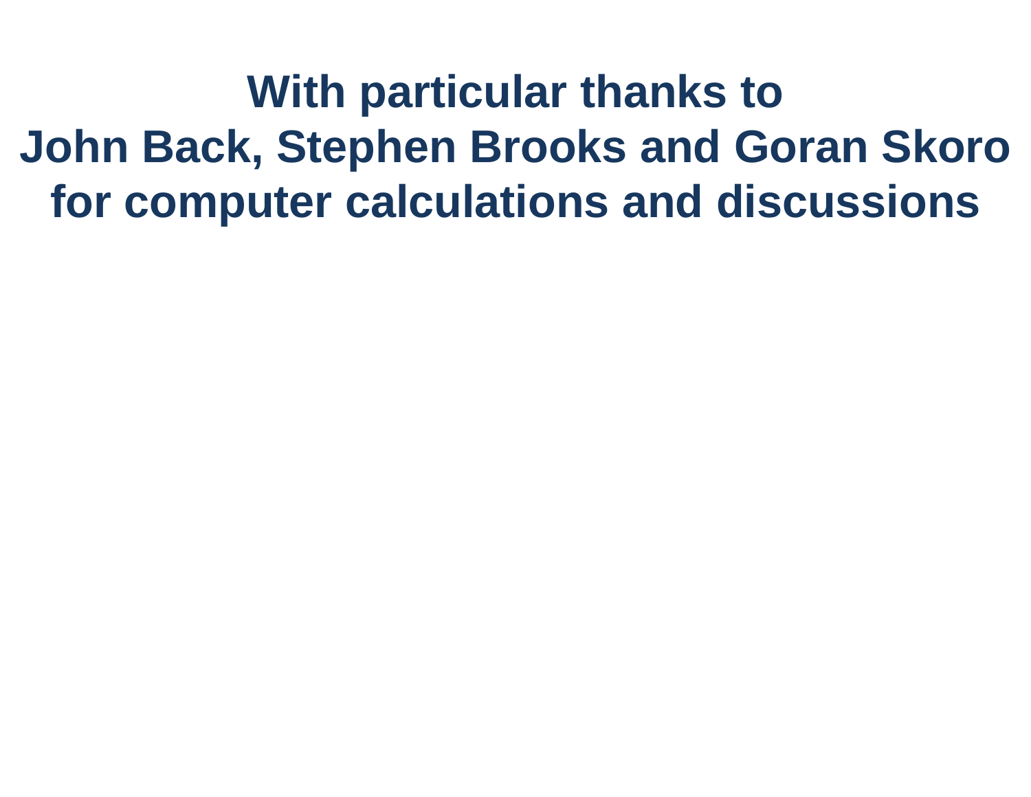**With particular thanks to**
**John Back, Stephen Brooks and Goran Skoro**
**for computer calculations and discussions**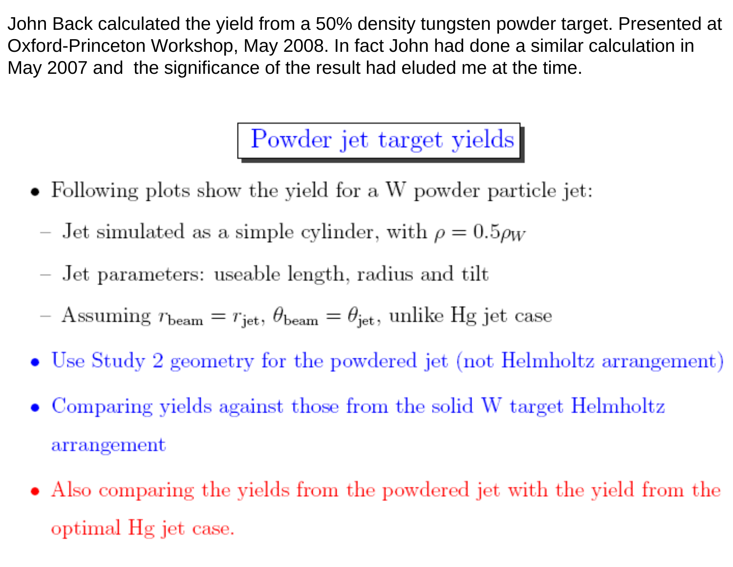John Back calculated the yield from a 50% density tungsten powder target. Presented at Oxford-Princeton Workshop, May 2008. In fact John had done a similar calculation in May 2007 and the significance of the result had eluded me at the time.

## Powder jet target yields

- Following plots show the yield for a W powder particle jet:
  - Jet simulated as a simple cylinder, with $\rho = 0.5\rho_W$
  - Jet parameters: useable length, radius and tilt
  - Assuming $r_{\text{beam}} = r_{\text{jet}}$, $\theta_{\text{beam}} = \theta_{\text{jet}}$, unlike Hg jet case
- Use Study 2 geometry for the powdered jet (not Helmholtz arrangement)
- Comparing yields against those from the solid W target Helmholtz arrangement
- Also comparing the yields from the powdered jet with the yield from the optimal Hg jet case.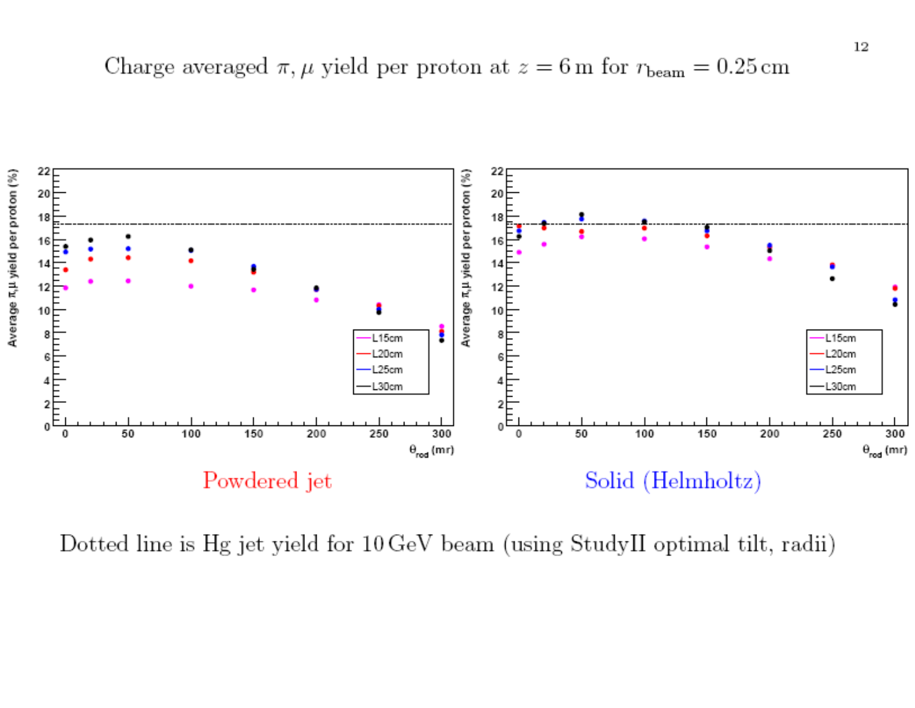# Charge averaged $\pi, \mu$ yield per proton at $z = 6\,\text{m}$ for $r_{\text{beam}} = 0.25\,\text{cm}$

Powdered jet

Solid (Helmholtz)

Dotted line is Hg jet yield for 10 GeV beam (using StudyII optimal tilt, radii)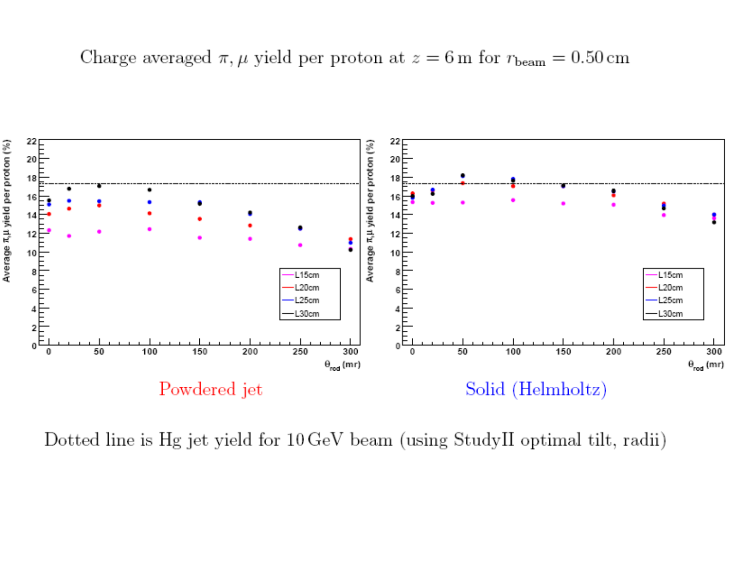# Charge averaged $\pi, \mu$ yield per proton at $z = 6\,\mathrm{m}$ for $r_{\mathrm{beam}} = 0.50\,\mathrm{cm}$

Powdered jet

Solid (Helmholtz)

Dotted line is Hg jet yield for 10 GeV beam (using StudyII optimal tilt, radii)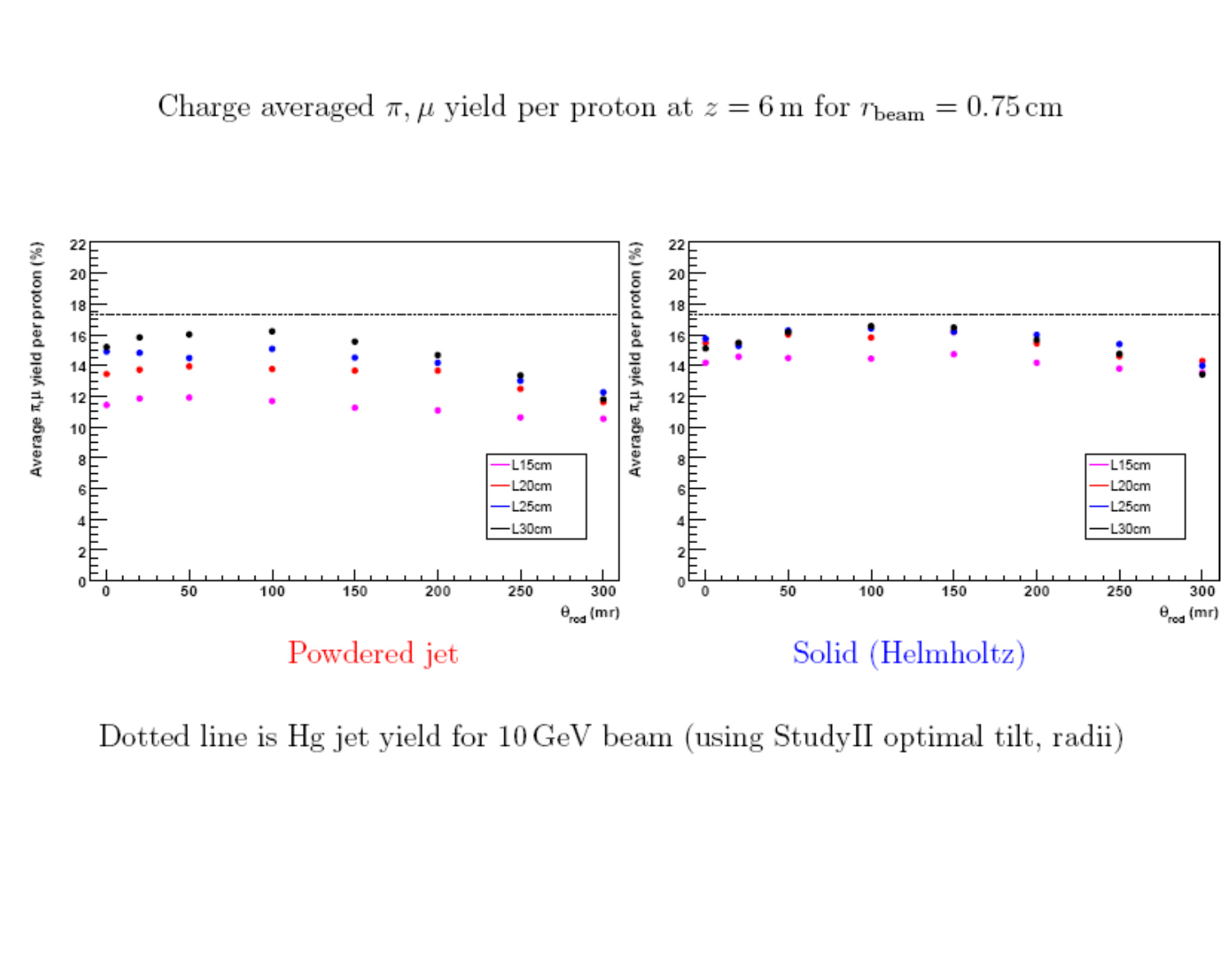Charge averaged $\pi, \mu$ yield per proton at $z = 6\,\mathrm{m}$ for $r_{\mathrm{beam}} = 0.75\,\mathrm{cm}$

Powdered jet

Solid (Helmholtz)

Dotted line is Hg jet yield for 10 GeV beam (using StudyII optimal tilt, radii)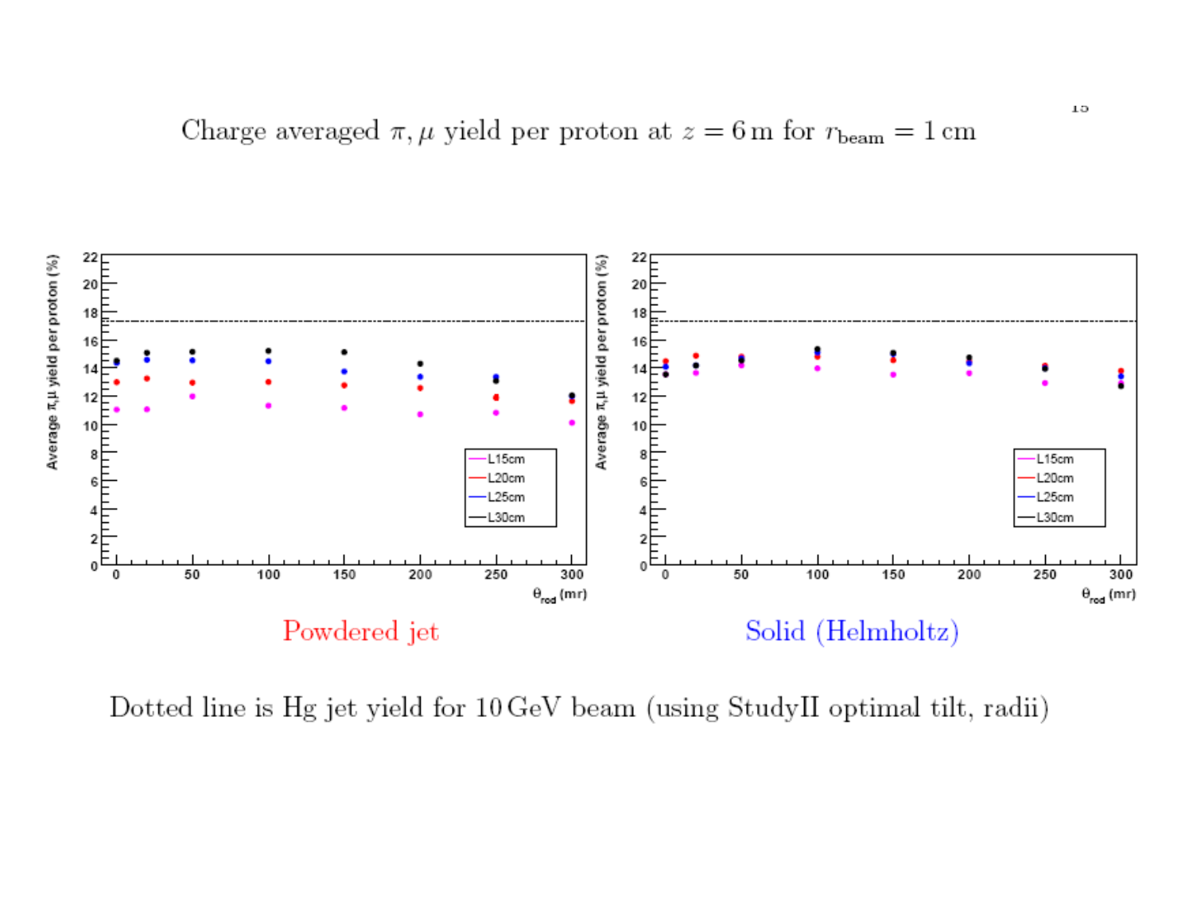Charge averaged $\pi, \mu$ yield per proton at $z = 6\,\text{m}$ for $r_{\text{beam}} = 1\,\text{cm}$

Powdered jet

Solid (Helmholtz)

Dotted line is Hg jet yield for 10 GeV beam (using StudyII optimal tilt, radii)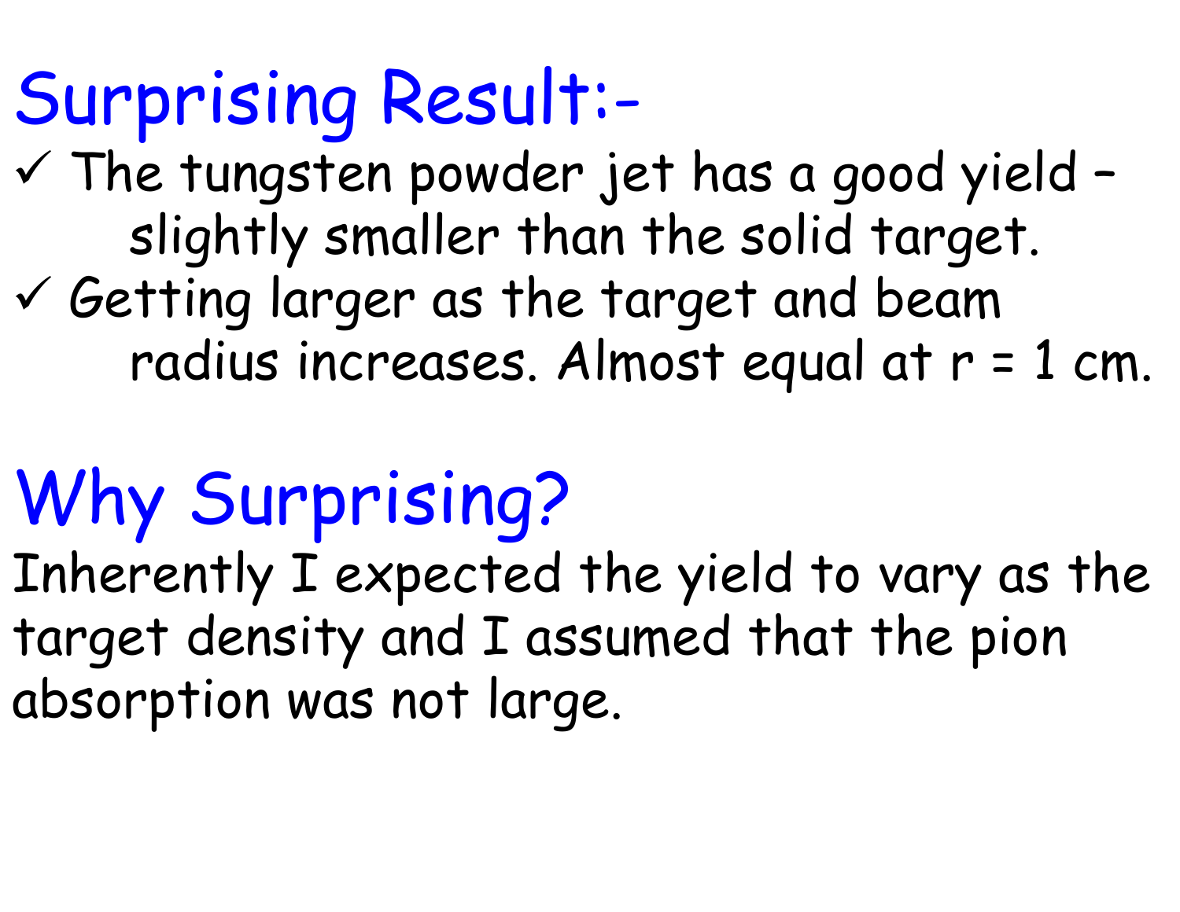## Surprising Result:-

- ✓ The tungsten powder jet has a good yield – slightly smaller than the solid target.
- ✓ Getting larger as the target and beam radius increases. Almost equal at r = 1 cm.

## Why Surprising?

Inherently I expected the yield to vary as the target density and I assumed that the pion absorption was not large.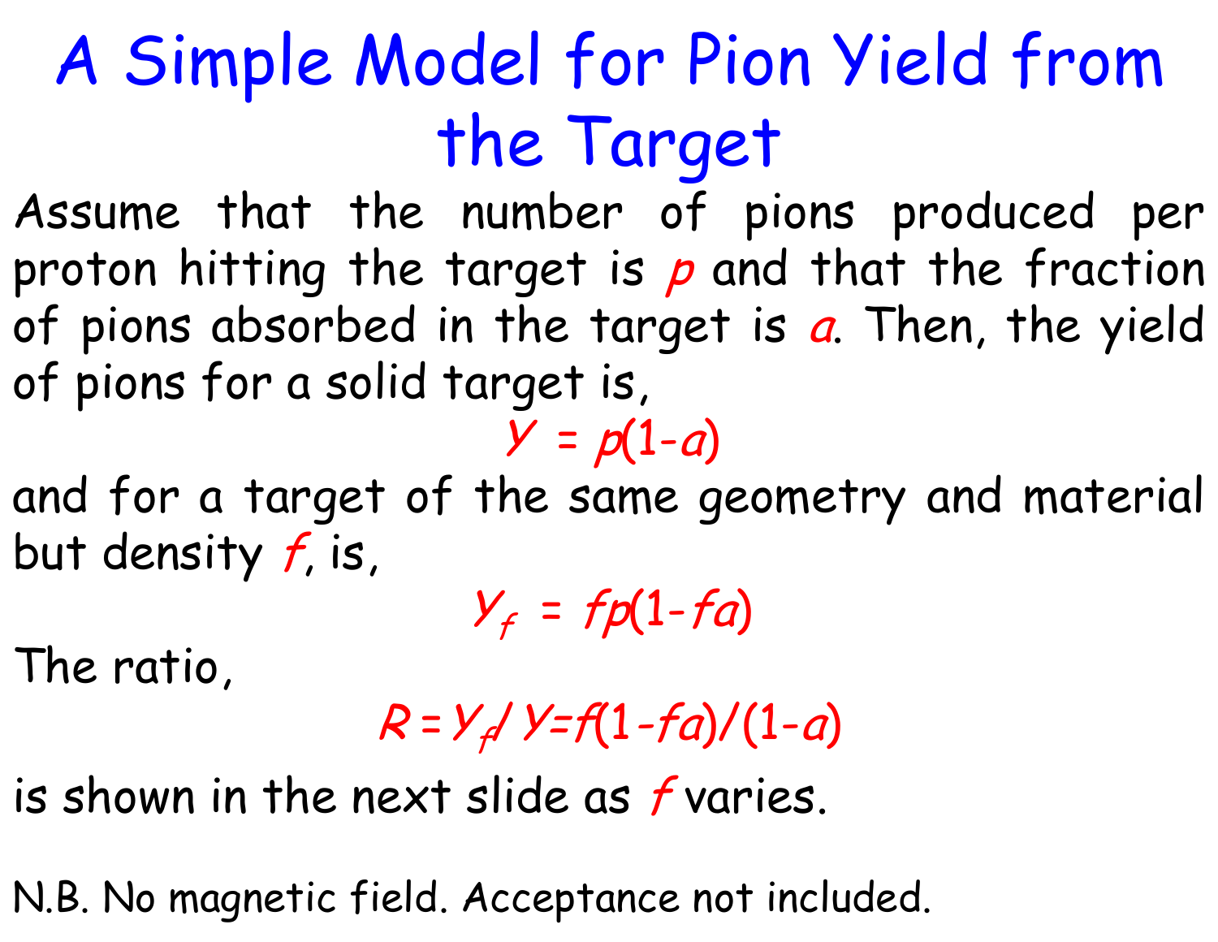# A Simple Model for Pion Yield from the Target

Assume that the number of pions produced per proton hitting the target is $p$ and that the fraction of pions absorbed in the target is $a$. Then, the yield of pions for a solid target is,

$$Y = p(1-a)$$

and for a target of the same geometry and material but density $f$, is,

$$Y_f = fp(1-fa)$$

The ratio,

$$R = Y_f / Y = f(1-fa)/(1-a)$$

is shown in the next slide as $f$ varies.

N.B. No magnetic field. Acceptance not included.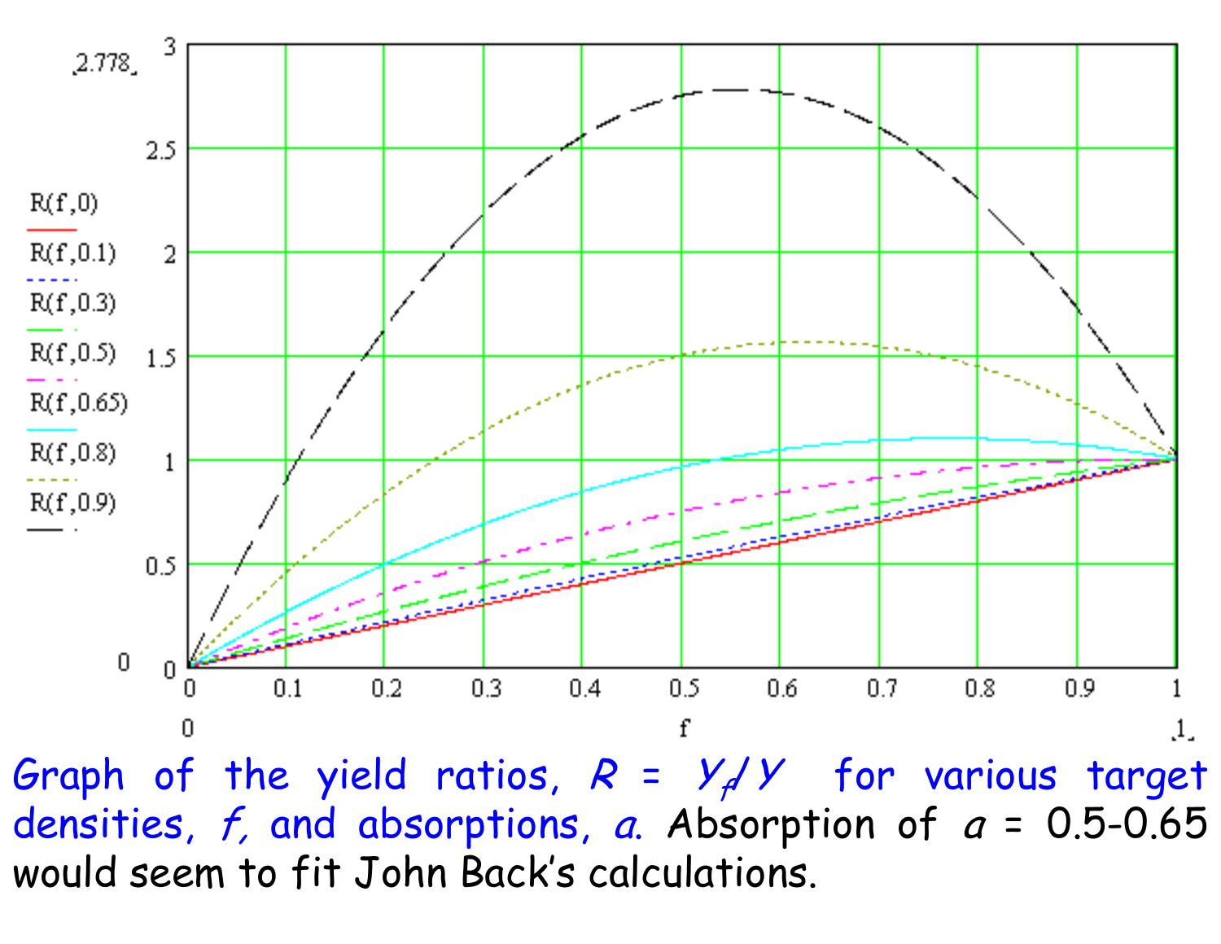Graph of the yield ratios, $R = Y_f / Y$ for various target densities, $f$, and absorptions, $a$. Absorption of $a$ = 0.5-0.65 would seem to fit John Back's calculations.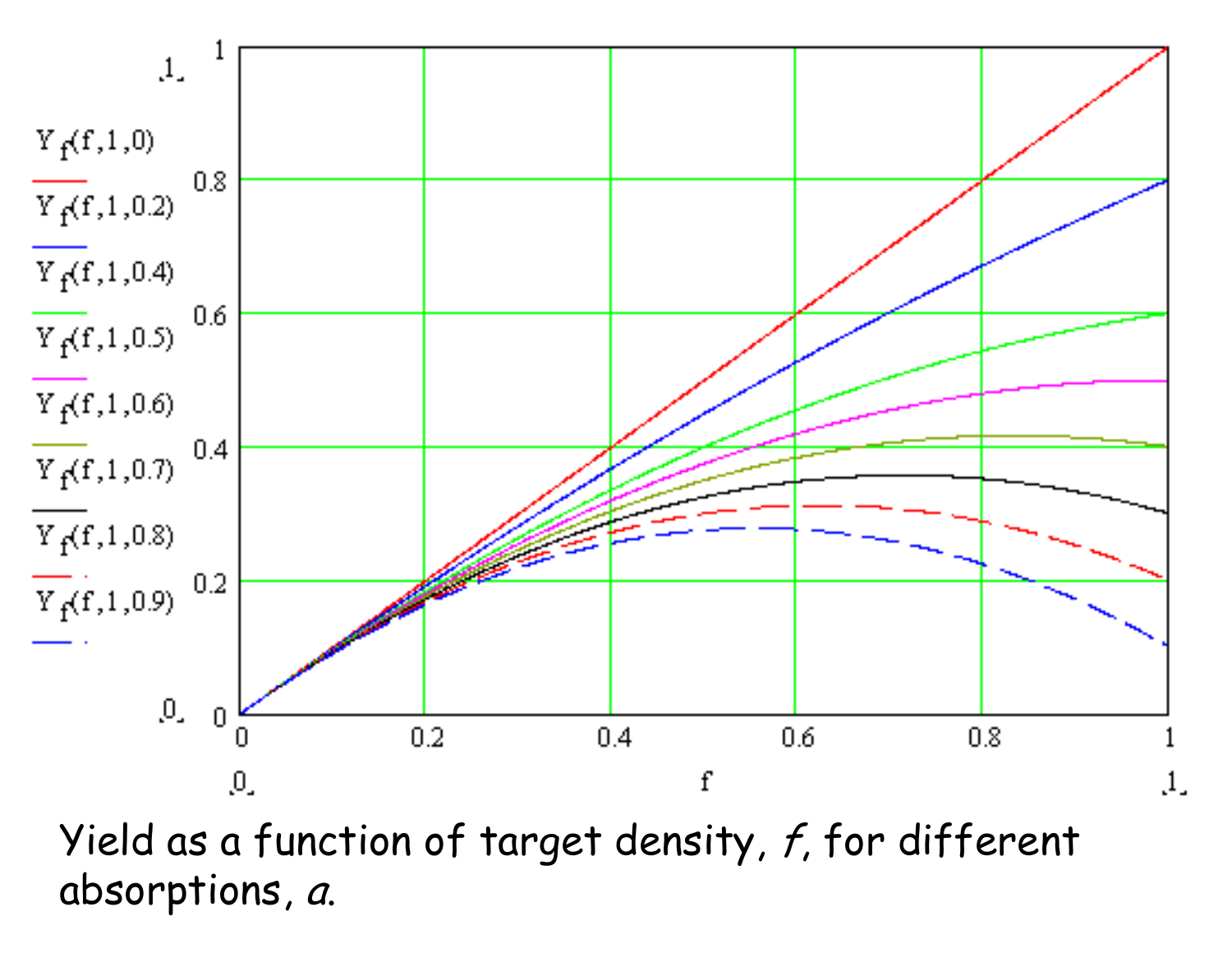Yield as a function of target density, $f$, for different absorptions, $a$.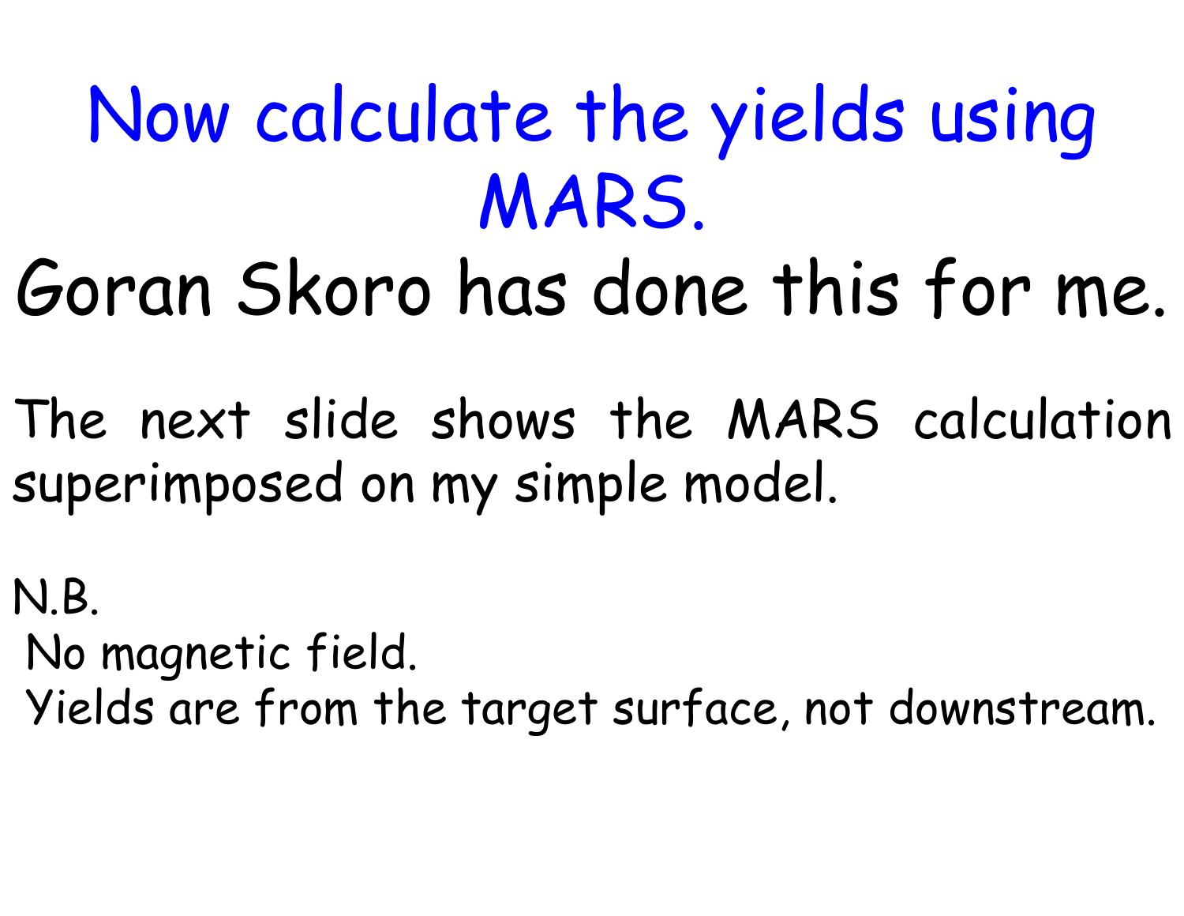# Now calculate the yields using MARS.

## Goran Skoro has done this for me.

The next slide shows the MARS calculation superimposed on my simple model.

N.B.

No magnetic field.

Yields are from the target surface, not downstream.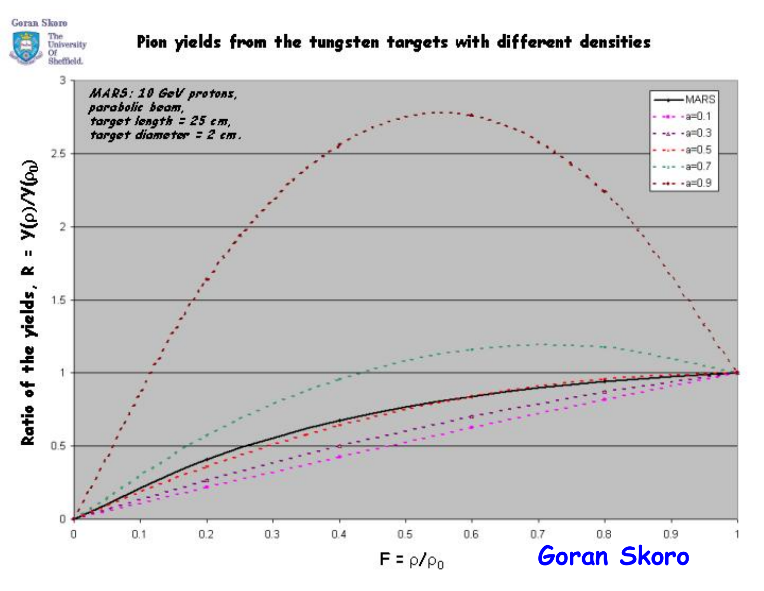# Pion yields from the tungsten targets with different densities

*MARS: 10 GeV protons, parabolic beam, target length = 25 cm, target diameter = 2 cm.*

Ratio of the yields, $R = Y(\rho)/Y(\rho_0)$

$F = \rho/\rho_0$

Legend: MARS, a=0.1, a=0.3, a=0.5, a=0.7, a=0.9

Goran Skoro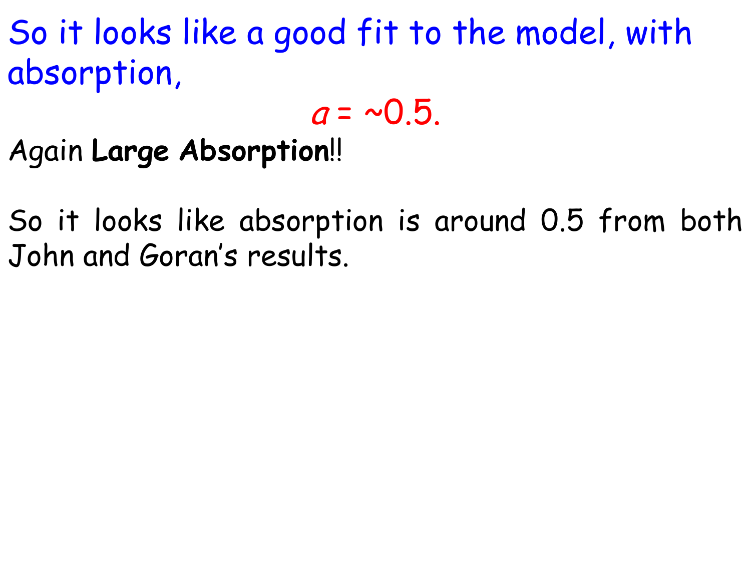So it looks like a good fit to the model, with absorption,

$$a = \sim 0.5.$$

Again **Large Absorption**!!

So it looks like absorption is around 0.5 from both John and Goran's results.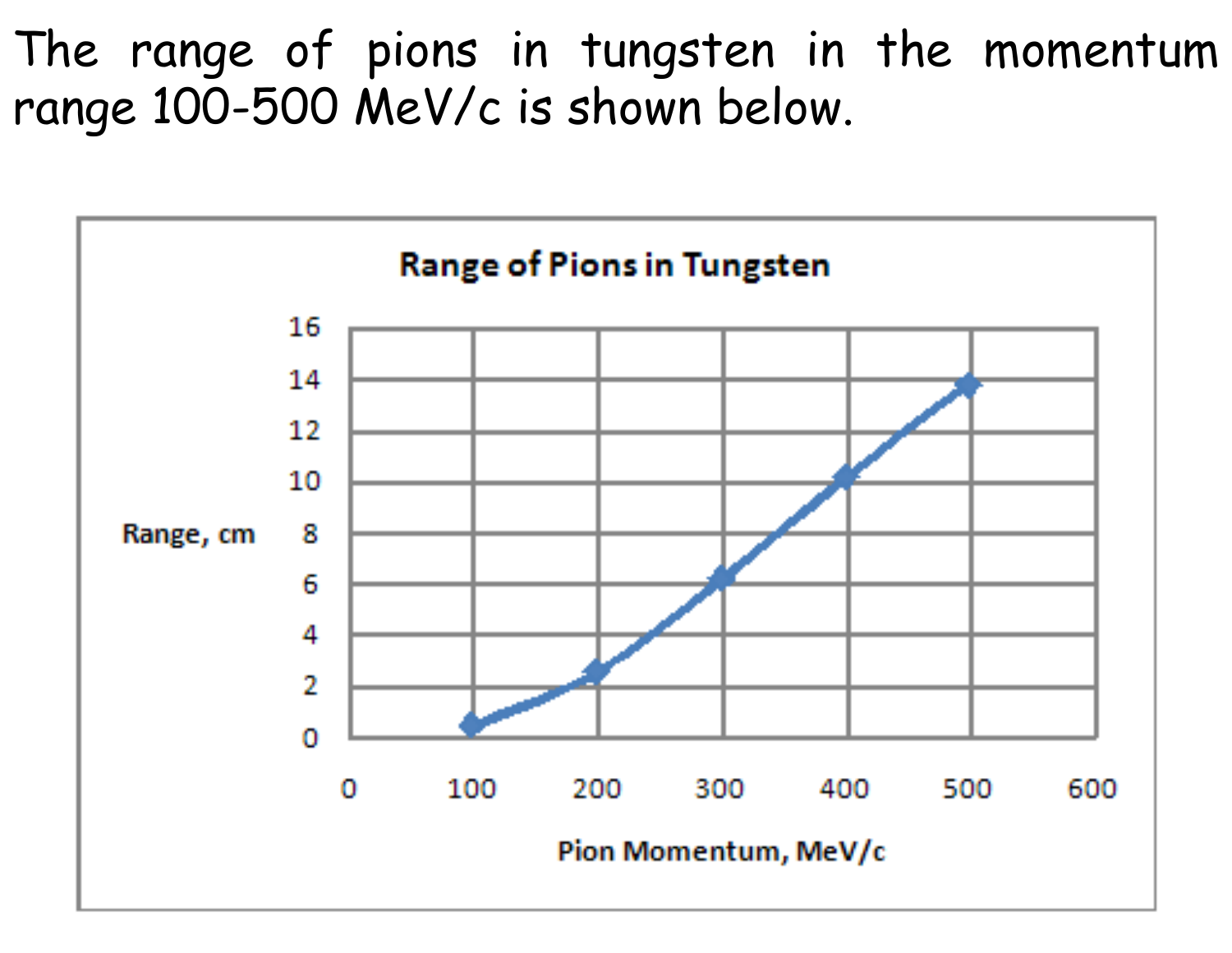The range of pions in tungsten in the momentum range 100-500 MeV/c is shown below.

**Range of Pions in Tungsten**

Range, cm

Pion Momentum, MeV/c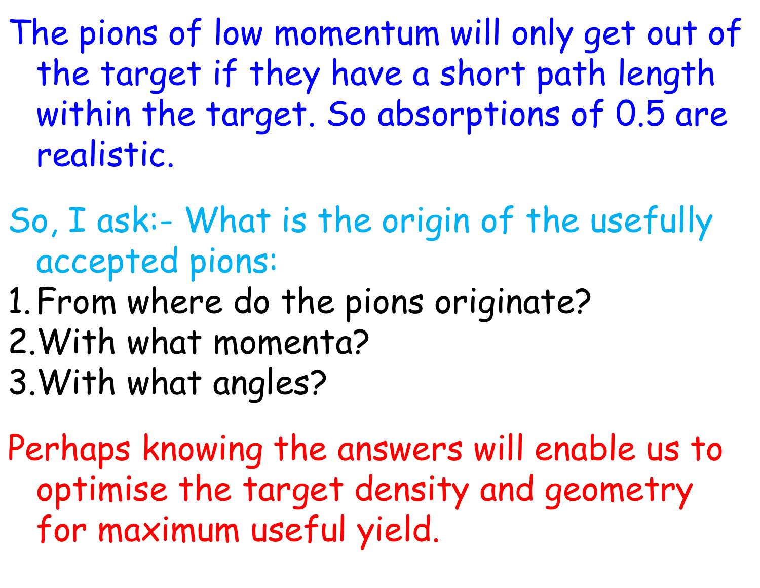The pions of low momentum will only get out of the target if they have a short path length within the target. So absorptions of 0.5 are realistic.

So, I ask:- What is the origin of the usefully accepted pions:

1. From where do the pions originate?
2. With what momenta?
3. With what angles?

Perhaps knowing the answers will enable us to optimise the target density and geometry for maximum useful yield.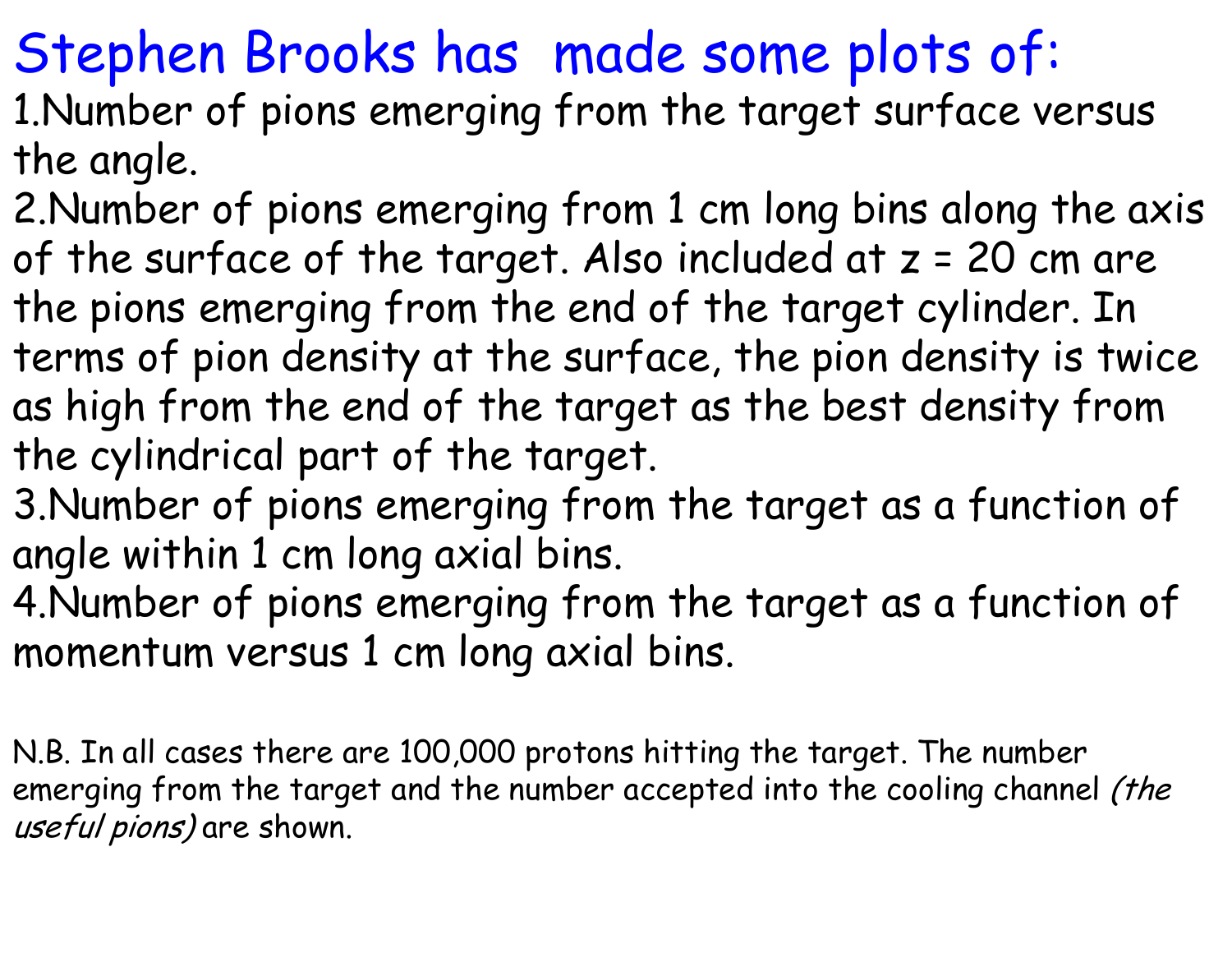# Stephen Brooks has made some plots of:

1. Number of pions emerging from the target surface versus the angle.
2. Number of pions emerging from 1 cm long bins along the axis of the surface of the target. Also included at z = 20 cm are the pions emerging from the end of the target cylinder. In terms of pion density at the surface, the pion density is twice as high from the end of the target as the best density from the cylindrical part of the target.
3. Number of pions emerging from the target as a function of angle within 1 cm long axial bins.
4. Number of pions emerging from the target as a function of momentum versus 1 cm long axial bins.

N.B. In all cases there are 100,000 protons hitting the target. The number emerging from the target and the number accepted into the cooling channel *(the useful pions)* are shown.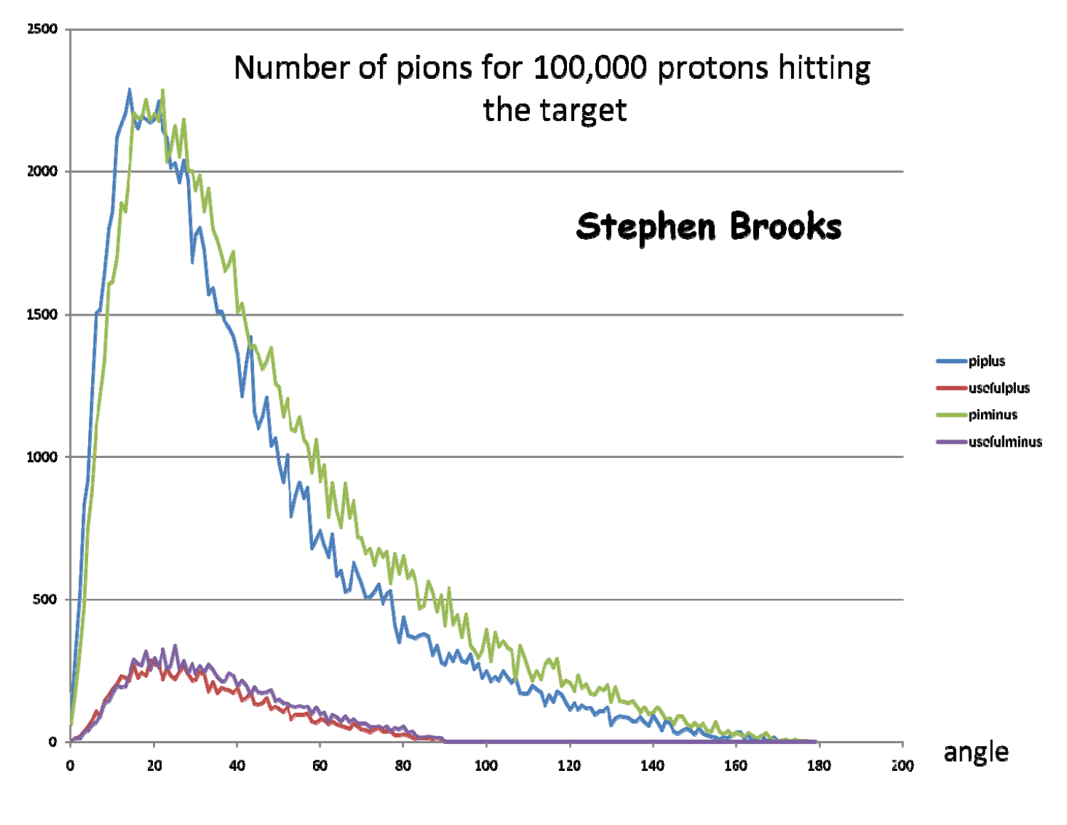Number of pions for 100,000 protons hitting the target

**Stephen Brooks**

- piplus
- usefulplus
- piminus
- usefulminus

angle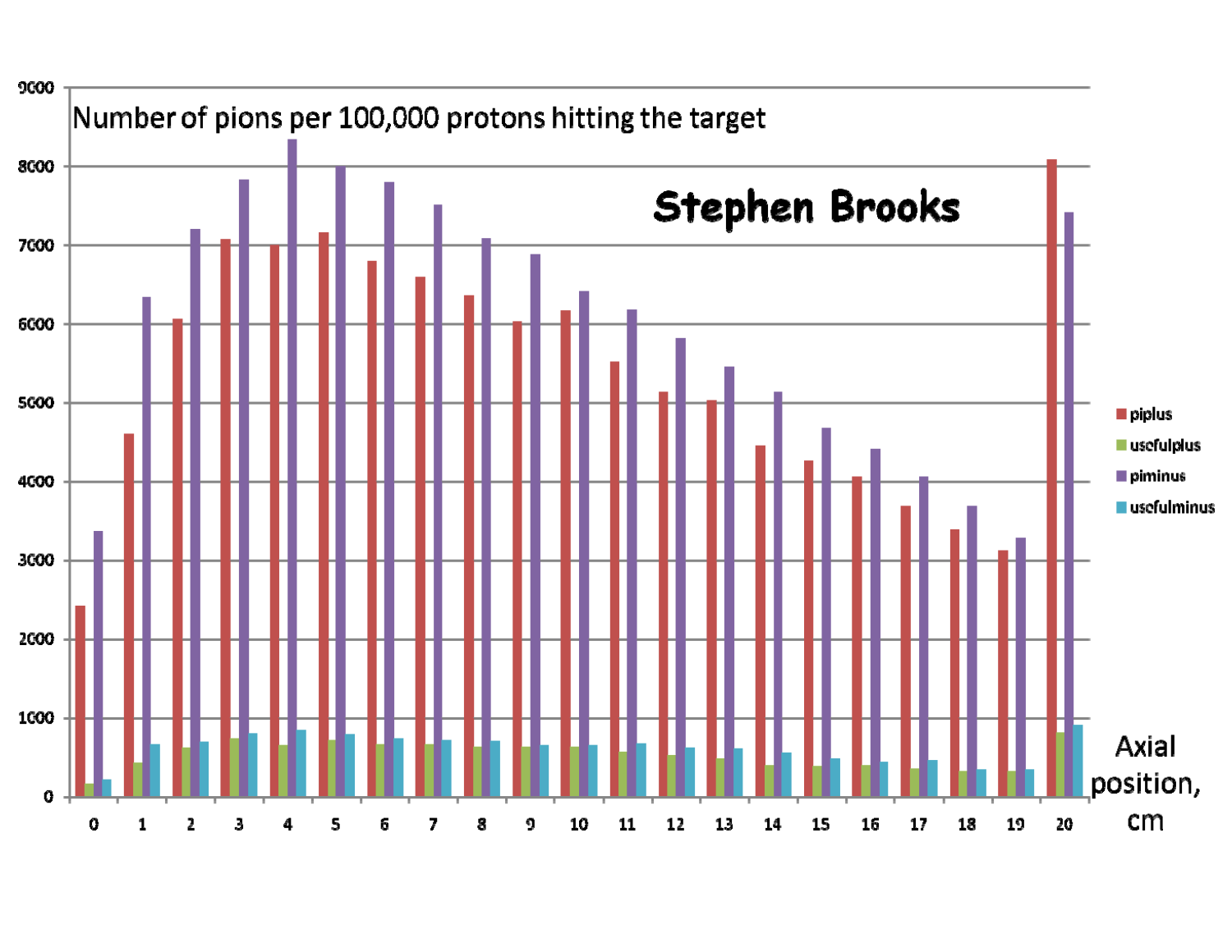Number of pions per 100,000 protons hitting the target

**Stephen Brooks**

- piplus
- usefulplus
- piminus
- usefulminus

Axial position, cm

9000, 8000, 7000, 6000, 5000, 4000, 3000, 2000, 1000, 0

0 1 2 3 4 5 6 7 8 9 10 11 12 13 14 15 16 17 18 19 20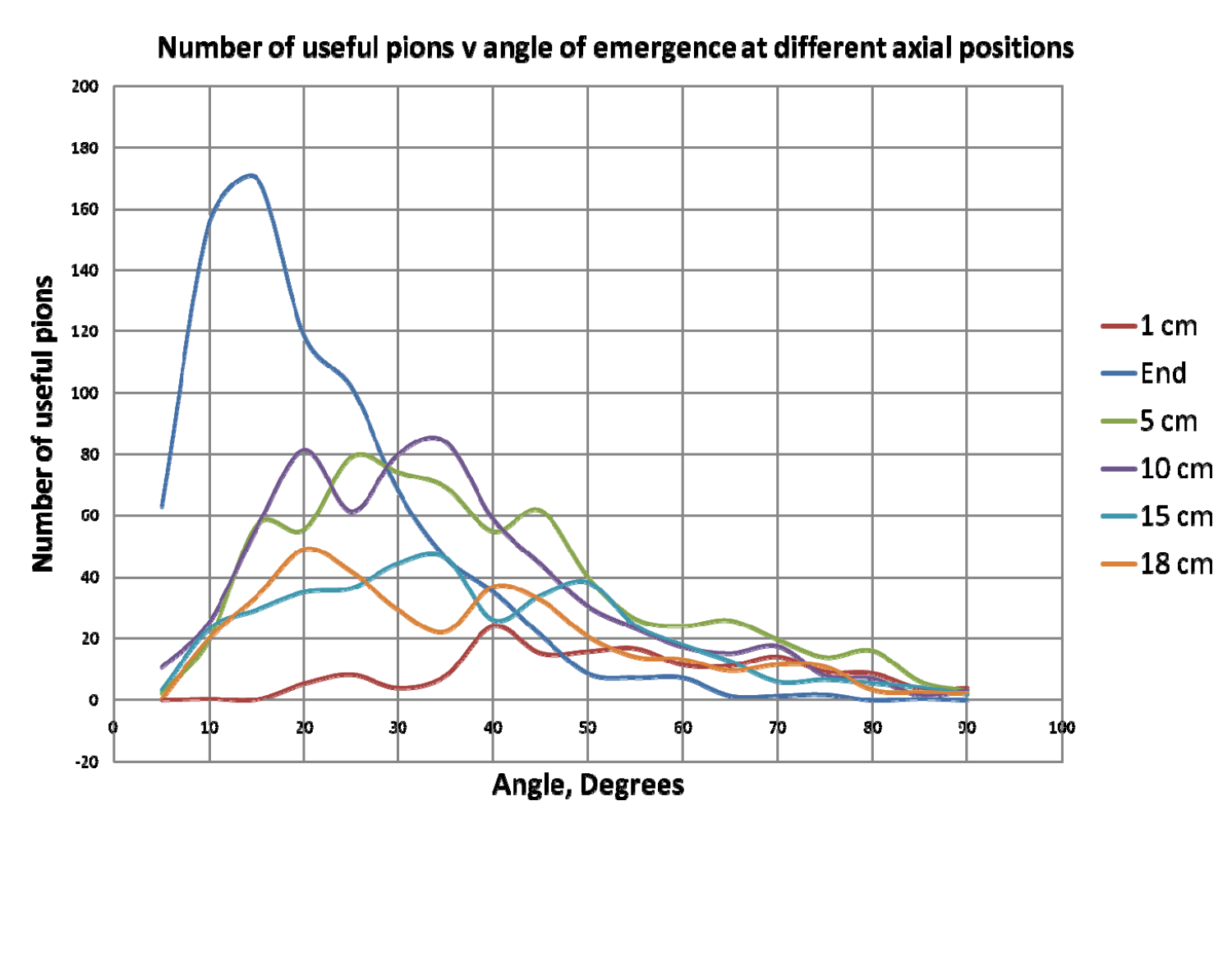**Number of useful pions v angle of emergence at different axial positions**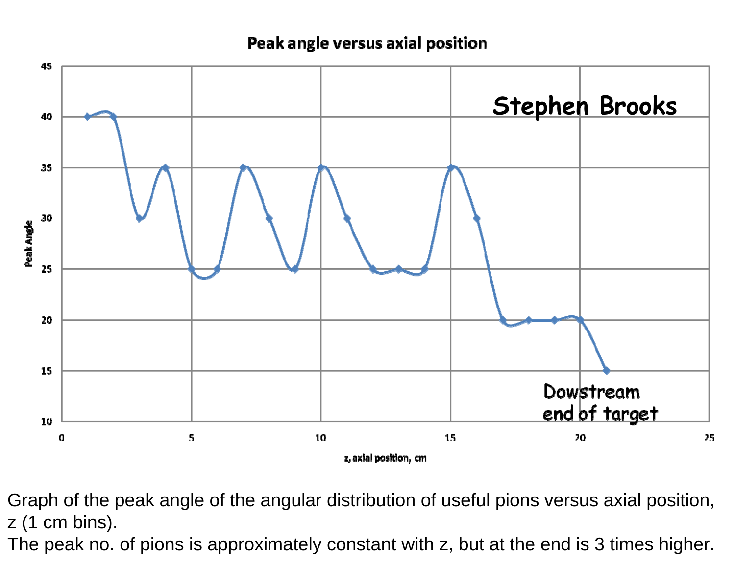Peak angle versus axial position

Stephen Brooks

Dowstream end of target

Graph of the peak angle of the angular distribution of useful pions versus axial position, z (1 cm bins).

The peak no. of pions is approximately constant with z, but at the end is 3 times higher.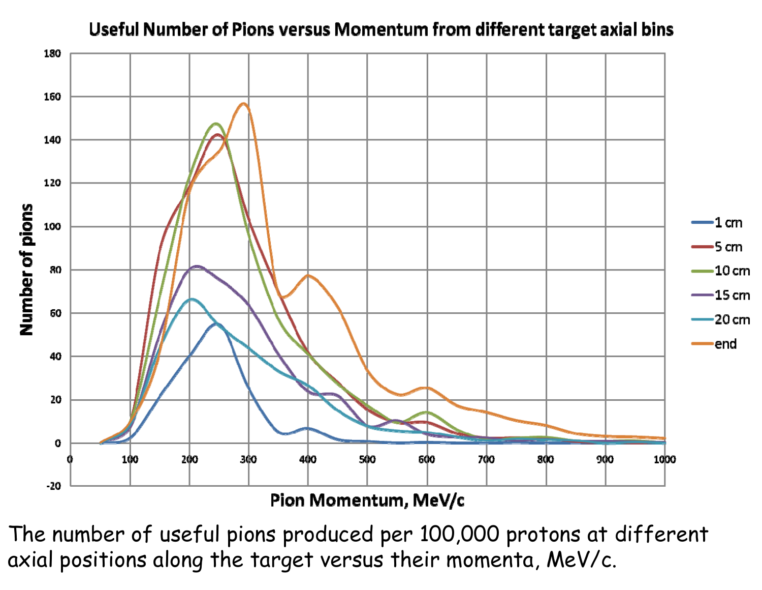## Useful Number of Pions versus Momentum from different target axial bins

The number of useful pions produced per 100,000 protons at different axial positions along the target versus their momenta, MeV/c.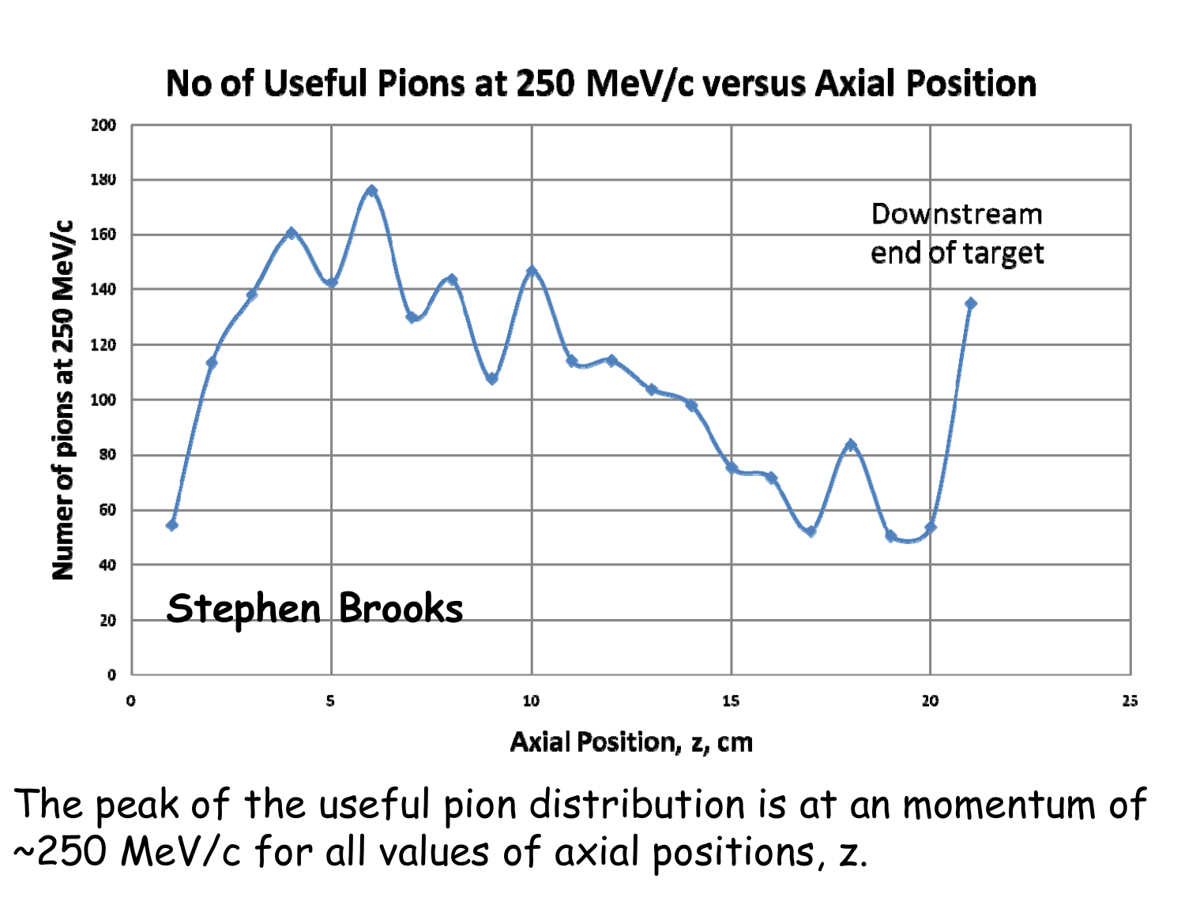## No of Useful Pions at 250 MeV/c versus Axial Position

| Axial Position, z, cm | Numer of pions at 250 MeV/c |
| --- | --- |
| 1 | ~54 |
| 2 | ~113 |
| 3 | ~138 |
| 4 | ~160 |
| 5 | ~142 |
| 6 | ~176 |
| 7 | ~130 |
| 8 | ~143 |
| 9 | ~107 |
| 10 | ~146 |
| 11 | ~114 |
| 12 | ~114 |
| 13 | ~103 |
| 14 | ~98 |
| 15 | ~75 |
| 16 | ~71 |
| 17 | ~52 |
| 18 | ~83 |
| 19 | ~50 |
| 20 | ~53 |
| 21 | ~135 |

Downstream end of target

Stephen Brooks

The peak of the useful pion distribution is at an momentum of ~250 MeV/c for all values of axial positions, z.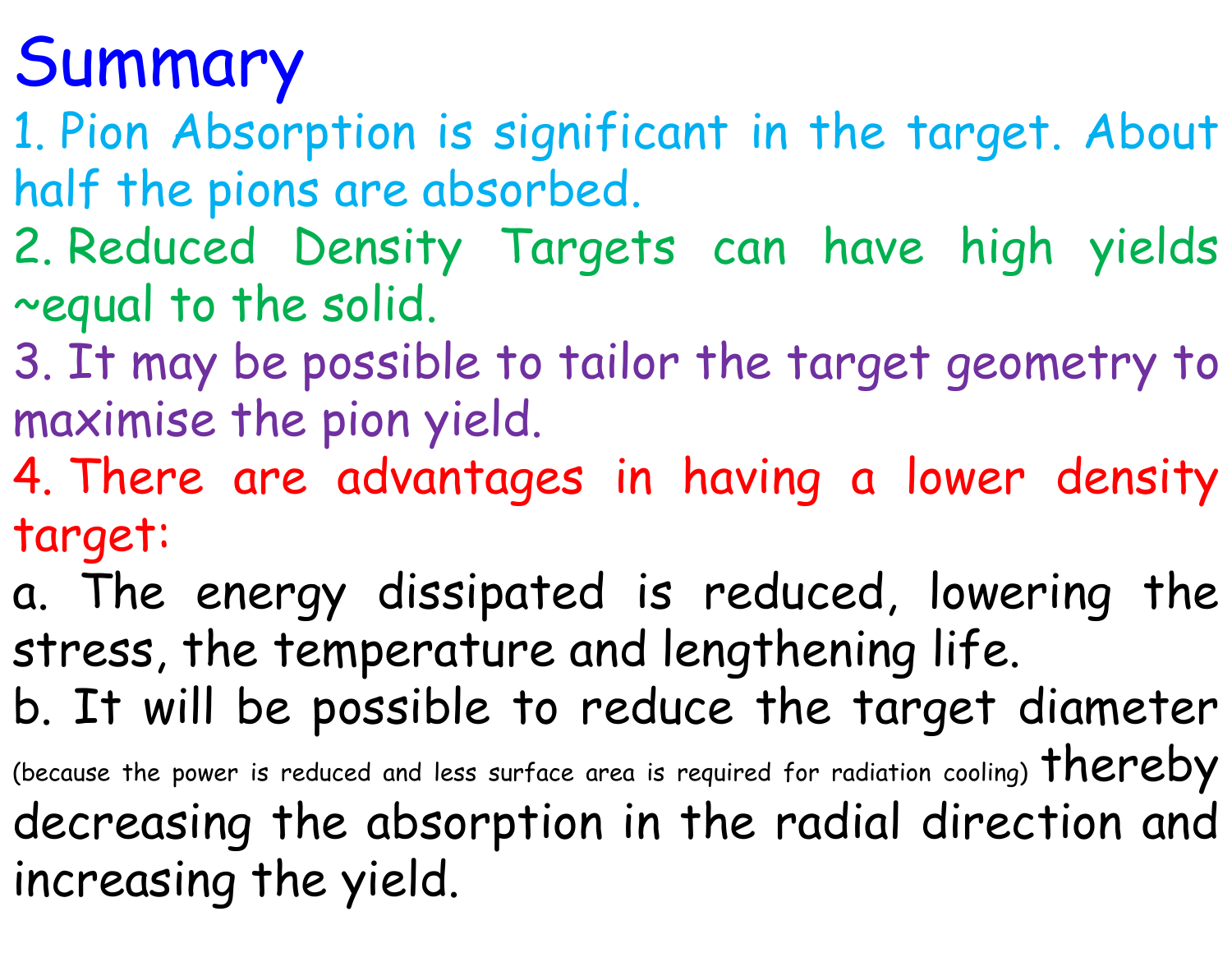# Summary

1. Pion Absorption is significant in the target. About half the pions are absorbed.
2. Reduced Density Targets can have high yields ~equal to the solid.
3. It may be possible to tailor the target geometry to maximise the pion yield.
4. There are advantages in having a lower density target:

a. The energy dissipated is reduced, lowering the stress, the temperature and lengthening life.

b. It will be possible to reduce the target diameter (because the power is reduced and less surface area is required for radiation cooling) thereby decreasing the absorption in the radial direction and increasing the yield.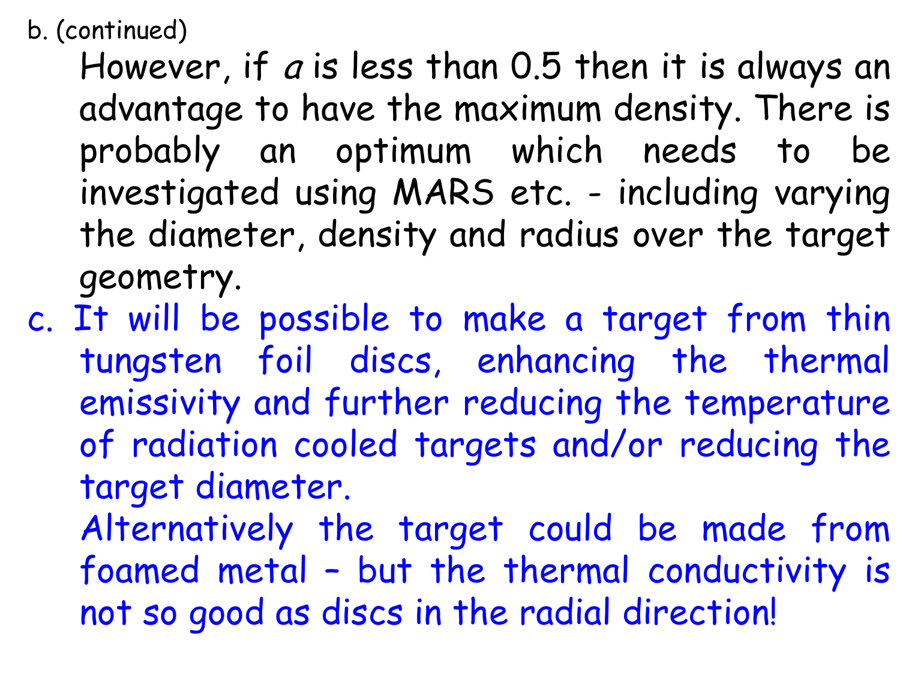b. (continued)

However, if $a$ is less than 0.5 then it is always an advantage to have the maximum density. There is probably an optimum which needs to be investigated using MARS etc. - including varying the diameter, density and radius over the target geometry.

c. It will be possible to make a target from thin tungsten foil discs, enhancing the thermal emissivity and further reducing the temperature of radiation cooled targets and/or reducing the target diameter.

Alternatively the target could be made from foamed metal – but the thermal conductivity is not so good as discs in the radial direction!